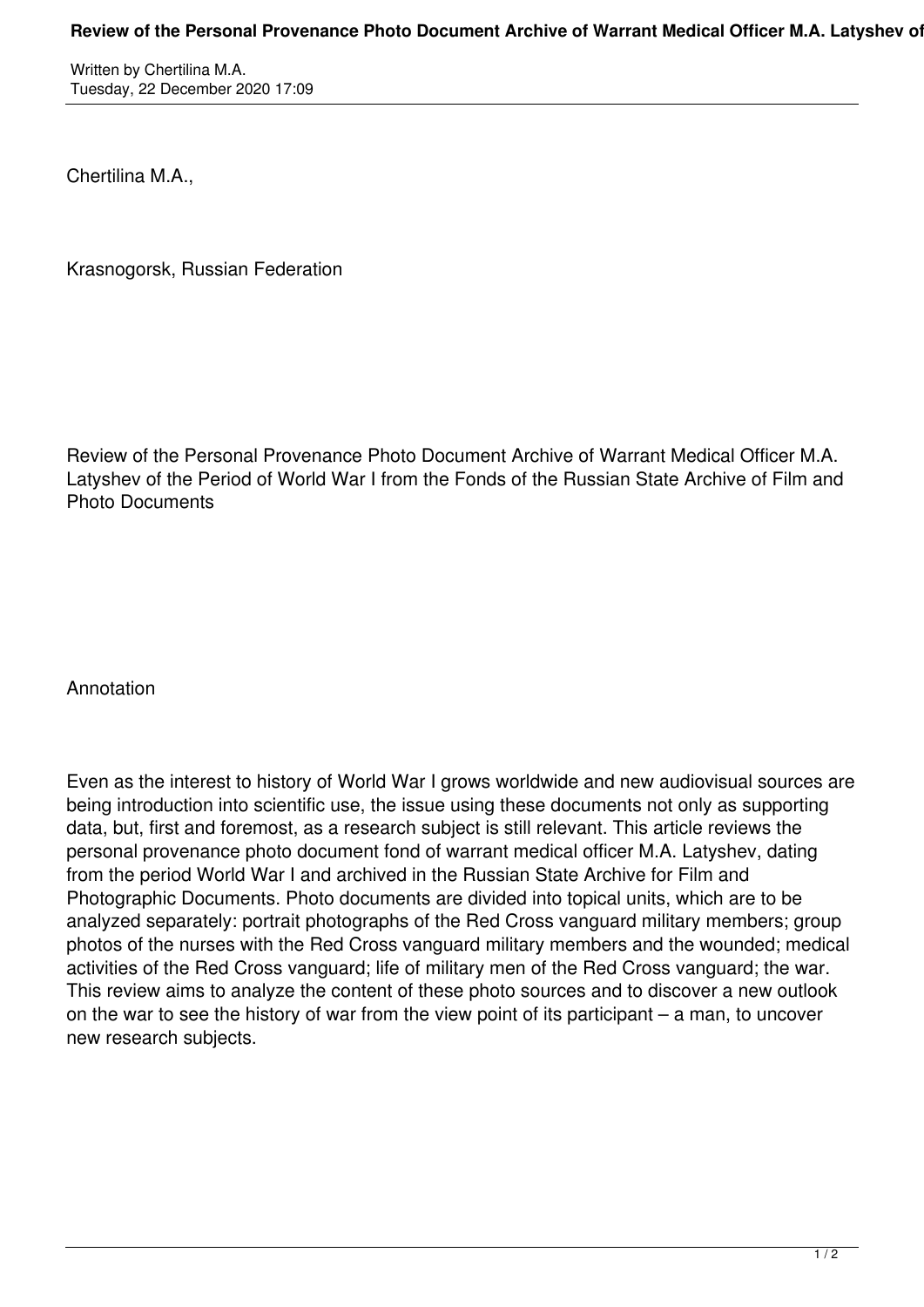Chertilina M.A.,

Krasnogorsk, Russian Federation

# Review of the Personal Provenance Photo Document Archive of Warrant Medical Officer M.A. Latyshev of the Period of World War I from the Fonds of the Russian State Archive of Film and Photo Documents

## Annotation

Even as the interest to history of World War I grows worldwide and new audiovisual sources are being introduction into scientific use, the issue using these documents not only as supporting data, but, first and foremost, as a research subject is still relevant. This article reviews the personal provenance photo document fond of warrant medical officer M.A. Latyshev, dating from the period World War I and archived in the Russian State Archive for Film and Photographic Documents. Photo documents are divided into topical units, which are to be analyzed separately: portrait photographs of the Red Cross vanguard military members; group photos of the nurses with the Red Cross vanguard military members and the wounded; medical activities of the Red Cross vanguard; life of military men of the Red Cross vanguard; the war. This review aims to analyze the content of these photo sources and to discover a new outlook on the war to see the history of war from the view point of its participant – a man, to uncover new research subjects.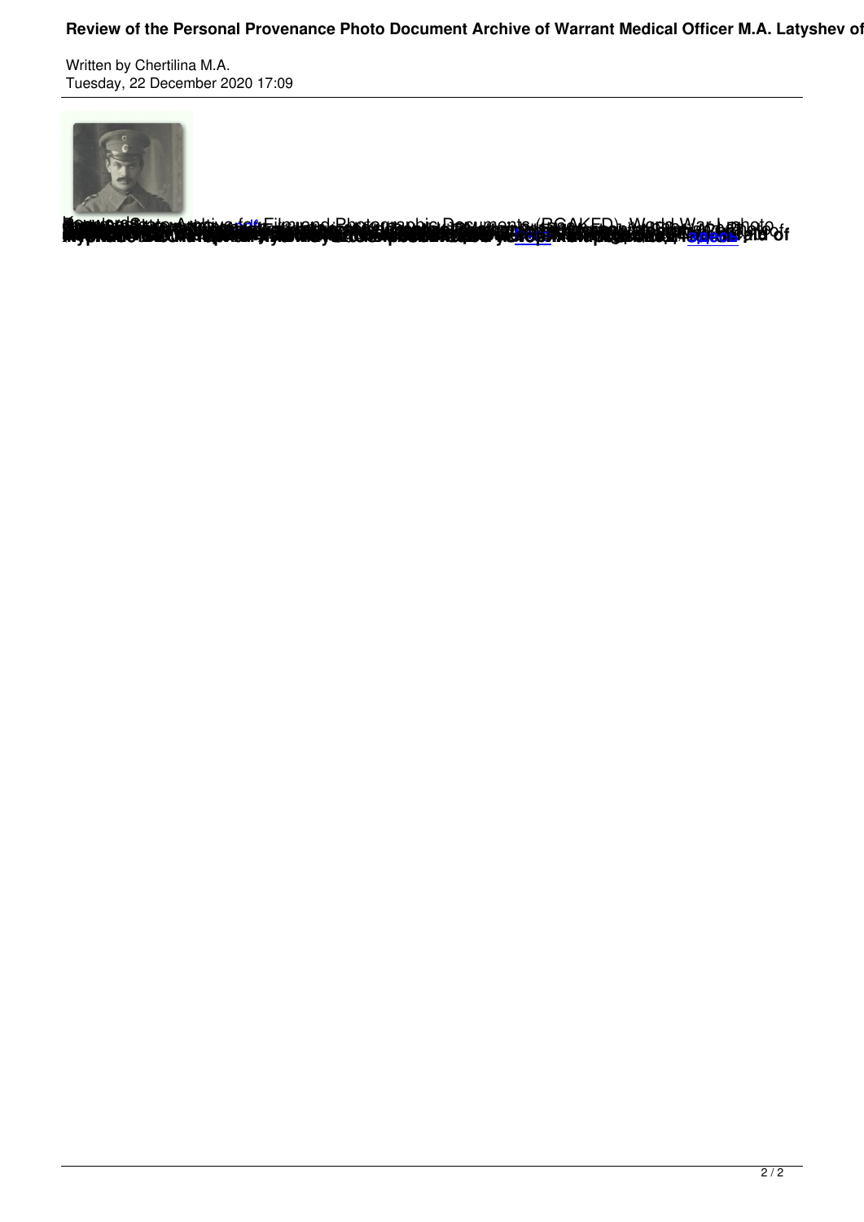State Archive for Film and Photographic Documents (RGAKFD). World War I photo